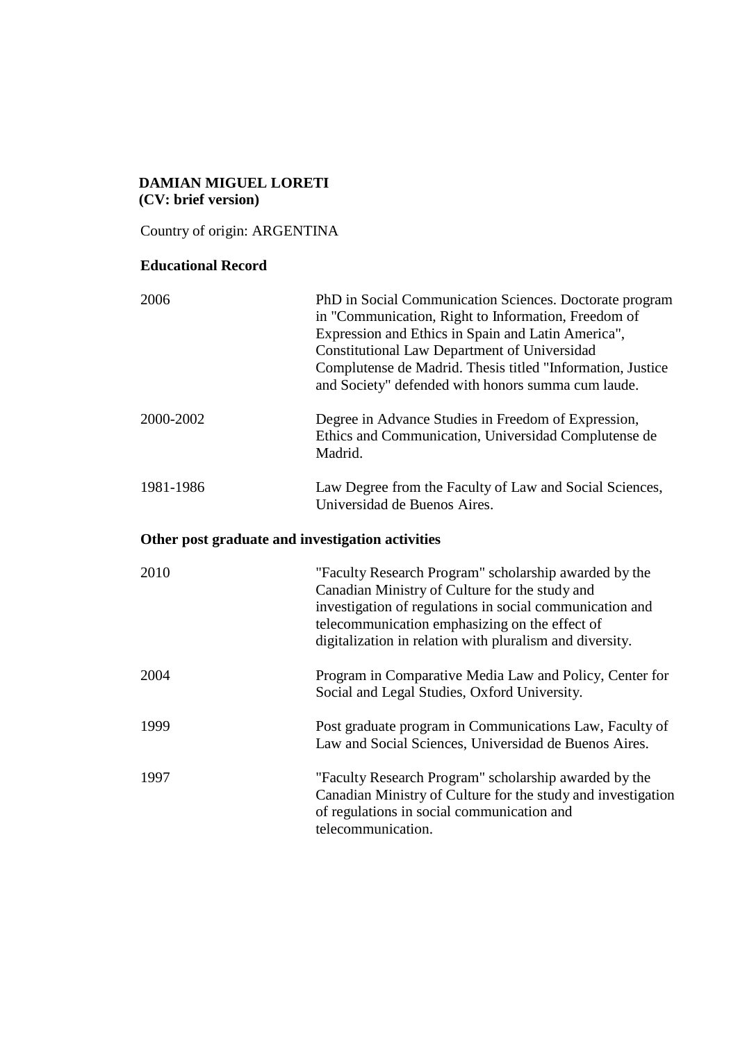**DAMIAN MIGUEL LORETI**
**(CV: brief version)**

Country of origin: ARGENTINA

**Educational Record**

| | |
|---|---|
| 2006 | PhD in Social Communication Sciences. Doctorate program in "Communication, Right to Information, Freedom of Expression and Ethics in Spain and Latin America", Constitutional Law Department of Universidad Complutense de Madrid. Thesis titled "Information, Justice and Society" defended with honors summa cum laude. |
| 2000-2002 | Degree in Advance Studies in Freedom of Expression, Ethics and Communication, Universidad Complutense de Madrid. |
| 1981-1986 | Law Degree from the Faculty of Law and Social Sciences, Universidad de Buenos Aires. |

**Other post graduate and investigation activities**

| | |
|---|---|
| 2010 | "Faculty Research Program" scholarship awarded by the Canadian Ministry of Culture for the study and investigation of regulations in social communication and telecommunication emphasizing on the effect of digitalization in relation with pluralism and diversity. |
| 2004 | Program in Comparative Media Law and Policy, Center for Social and Legal Studies, Oxford University. |
| 1999 | Post graduate program in Communications Law, Faculty of Law and Social Sciences, Universidad de Buenos Aires. |
| 1997 | "Faculty Research Program" scholarship awarded by the Canadian Ministry of Culture for the study and investigation of regulations in social communication and telecommunication. |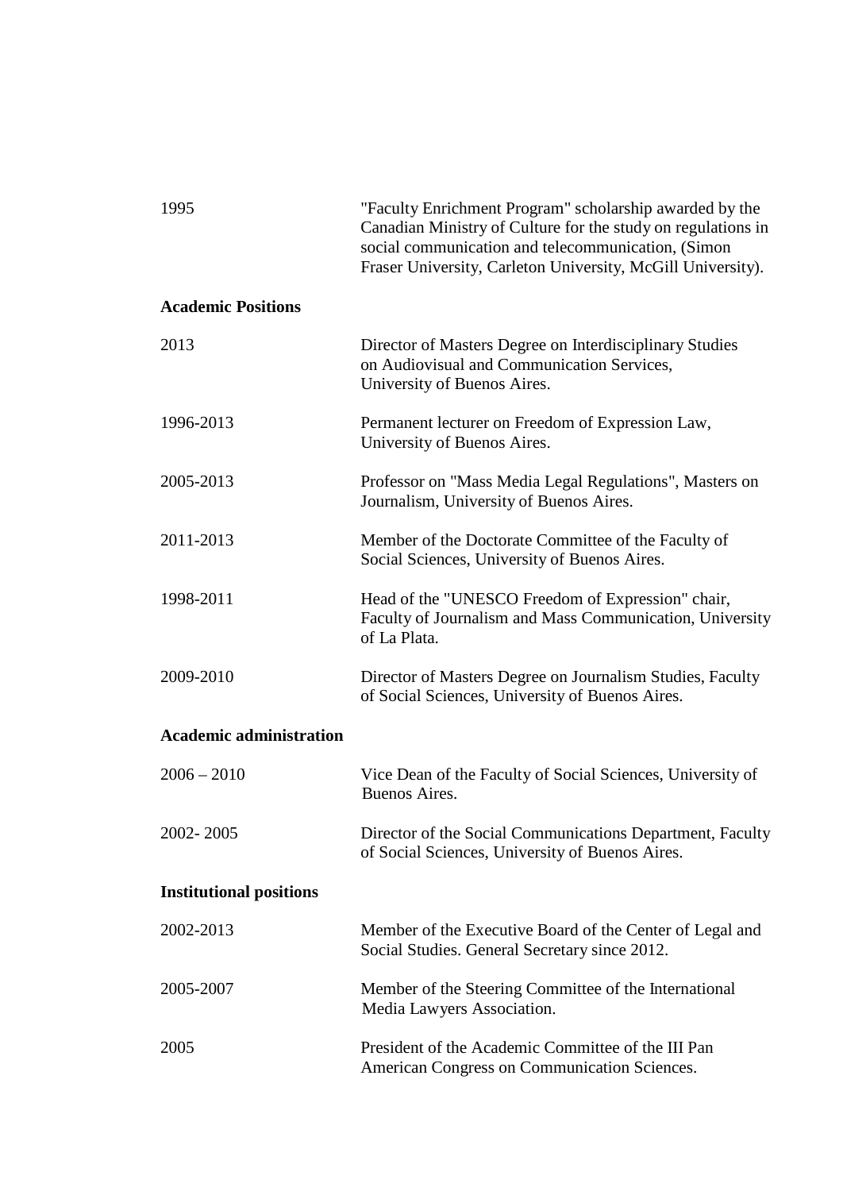| | |
|---|---|
| 1995 | "Faculty Enrichment Program" scholarship awarded by the Canadian Ministry of Culture for the study on regulations in social communication and telecommunication, (Simon Fraser University, Carleton University, McGill University). |

**Academic Positions**

| | |
|---|---|
| 2013 | Director of Masters Degree on Interdisciplinary Studies on Audiovisual and Communication Services, University of Buenos Aires. |
| 1996-2013 | Permanent lecturer on Freedom of Expression Law, University of Buenos Aires. |
| 2005-2013 | Professor on "Mass Media Legal Regulations", Masters on Journalism, University of Buenos Aires. |
| 2011-2013 | Member of the Doctorate Committee of the Faculty of Social Sciences, University of Buenos Aires. |
| 1998-2011 | Head of the "UNESCO Freedom of Expression" chair, Faculty of Journalism and Mass Communication, University of La Plata. |
| 2009-2010 | Director of Masters Degree on Journalism Studies, Faculty of Social Sciences, University of Buenos Aires. |

**Academic administration**

| | |
|---|---|
| 2006 – 2010 | Vice Dean of the Faculty of Social Sciences, University of Buenos Aires. |
| 2002- 2005 | Director of the Social Communications Department, Faculty of Social Sciences, University of Buenos Aires. |

**Institutional positions**

| | |
|---|---|
| 2002-2013 | Member of the Executive Board of the Center of Legal and Social Studies. General Secretary since 2012. |
| 2005-2007 | Member of the Steering Committee of the International Media Lawyers Association. |
| 2005 | President of the Academic Committee of the III Pan American Congress on Communication Sciences. |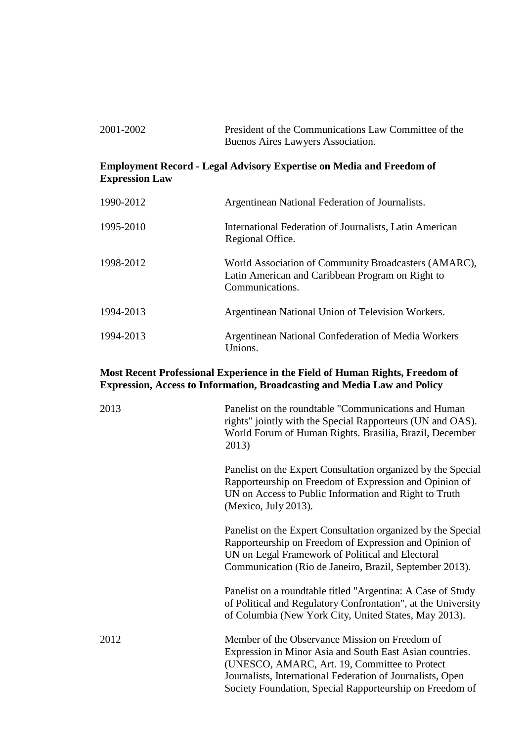| | |
|---|---|
| 2001-2002 | President of the Communications Law Committee of the Buenos Aires Lawyers Association. |

**Employment Record - Legal Advisory Expertise on Media and Freedom of Expression Law**

| | |
|---|---|
| 1990-2012 | Argentinean National Federation of Journalists. |
| 1995-2010 | International Federation of Journalists, Latin American Regional Office. |
| 1998-2012 | World Association of Community Broadcasters (AMARC), Latin American and Caribbean Program on Right to Communications. |
| 1994-2013 | Argentinean National Union of Television Workers. |
| 1994-2013 | Argentinean National Confederation of Media Workers Unions. |

**Most Recent Professional Experience in the Field of Human Rights, Freedom of Expression, Access to Information, Broadcasting and Media Law and Policy**

| | |
|---|---|
| 2013 | Panelist on the roundtable "Communications and Human rights" jointly with the Special Rapporteurs (UN and OAS). World Forum of Human Rights. Brasilia, Brazil, December 2013) |
| | Panelist on the Expert Consultation organized by the Special Rapporteurship on Freedom of Expression and Opinion of UN on Access to Public Information and Right to Truth (Mexico, July 2013). |
| | Panelist on the Expert Consultation organized by the Special Rapporteurship on Freedom of Expression and Opinion of UN on Legal Framework of Political and Electoral Communication (Rio de Janeiro, Brazil, September 2013). |
| | Panelist on a roundtable titled "Argentina: A Case of Study of Political and Regulatory Confrontation", at the University of Columbia (New York City, United States, May 2013). |
| 2012 | Member of the Observance Mission on Freedom of Expression in Minor Asia and South East Asian countries. (UNESCO, AMARC, Art. 19, Committee to Protect Journalists, International Federation of Journalists, Open Society Foundation, Special Rapporteurship on Freedom of |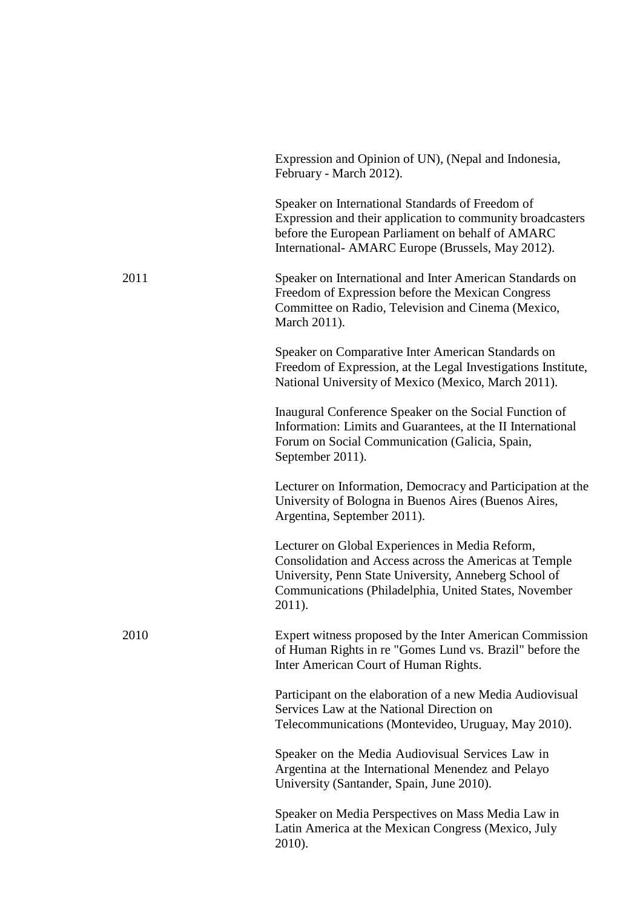Expression and Opinion of UN), (Nepal and Indonesia, February - March 2012).

Speaker on International Standards of Freedom of Expression and their application to community broadcasters before the European Parliament on behalf of AMARC International- AMARC Europe (Brussels, May 2012).

2011

Speaker on International and Inter American Standards on Freedom of Expression before the Mexican Congress Committee on Radio, Television and Cinema (Mexico, March 2011).

Speaker on Comparative Inter American Standards on Freedom of Expression, at the Legal Investigations Institute, National University of Mexico (Mexico, March 2011).

Inaugural Conference Speaker on the Social Function of Information: Limits and Guarantees, at the II International Forum on Social Communication (Galicia, Spain, September 2011).

Lecturer on Information, Democracy and Participation at the University of Bologna in Buenos Aires (Buenos Aires, Argentina, September 2011).

Lecturer on Global Experiences in Media Reform, Consolidation and Access across the Americas at Temple University, Penn State University, Anneberg School of Communications (Philadelphia, United States, November 2011).

2010

Expert witness proposed by the Inter American Commission of Human Rights in re "Gomes Lund vs. Brazil" before the Inter American Court of Human Rights.

Participant on the elaboration of a new Media Audiovisual Services Law at the National Direction on Telecommunications (Montevideo, Uruguay, May 2010).

Speaker on the Media Audiovisual Services Law in Argentina at the International Menendez and Pelayo University (Santander, Spain, June 2010).

Speaker on Media Perspectives on Mass Media Law in Latin America at the Mexican Congress (Mexico, July 2010).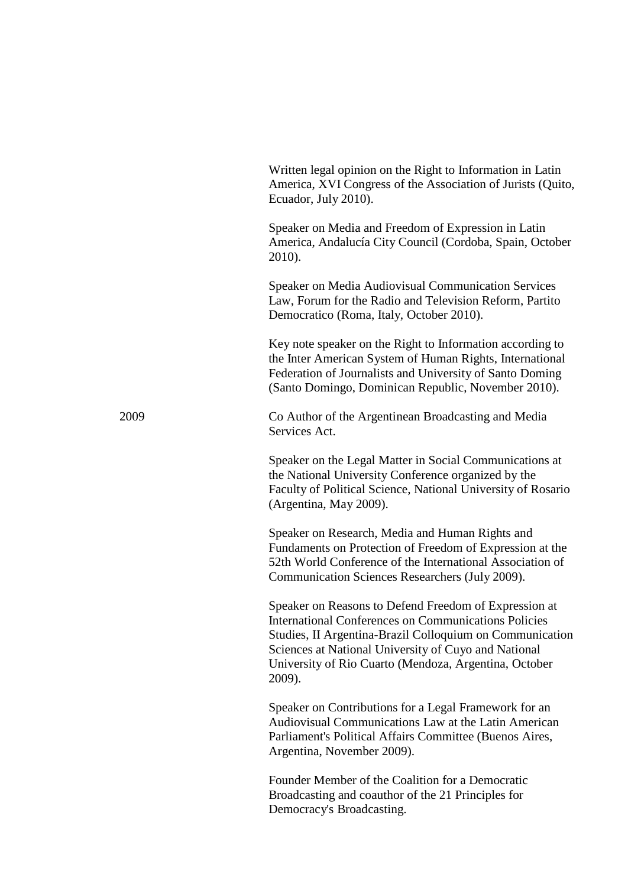Written legal opinion on the Right to Information in Latin America, XVI Congress of the Association of Jurists (Quito, Ecuador, July 2010).

Speaker on Media and Freedom of Expression in Latin America, Andalucía City Council (Cordoba, Spain, October 2010).

Speaker on Media Audiovisual Communication Services Law, Forum for the Radio and Television Reform, Partito Democratico (Roma, Italy, October 2010).

Key note speaker on the Right to Information according to the Inter American System of Human Rights, International Federation of Journalists and University of Santo Doming (Santo Domingo, Dominican Republic, November 2010).

**2009**

Co Author of the Argentinean Broadcasting and Media Services Act.

Speaker on the Legal Matter in Social Communications at the National University Conference organized by the Faculty of Political Science, National University of Rosario (Argentina, May 2009).

Speaker on Research, Media and Human Rights and Fundaments on Protection of Freedom of Expression at the 52th World Conference of the International Association of Communication Sciences Researchers (July 2009).

Speaker on Reasons to Defend Freedom of Expression at International Conferences on Communications Policies Studies, II Argentina-Brazil Colloquium on Communication Sciences at National University of Cuyo and National University of Rio Cuarto (Mendoza, Argentina, October 2009).

Speaker on Contributions for a Legal Framework for an Audiovisual Communications Law at the Latin American Parliament's Political Affairs Committee (Buenos Aires, Argentina, November 2009).

Founder Member of the Coalition for a Democratic Broadcasting and coauthor of the 21 Principles for Democracy's Broadcasting.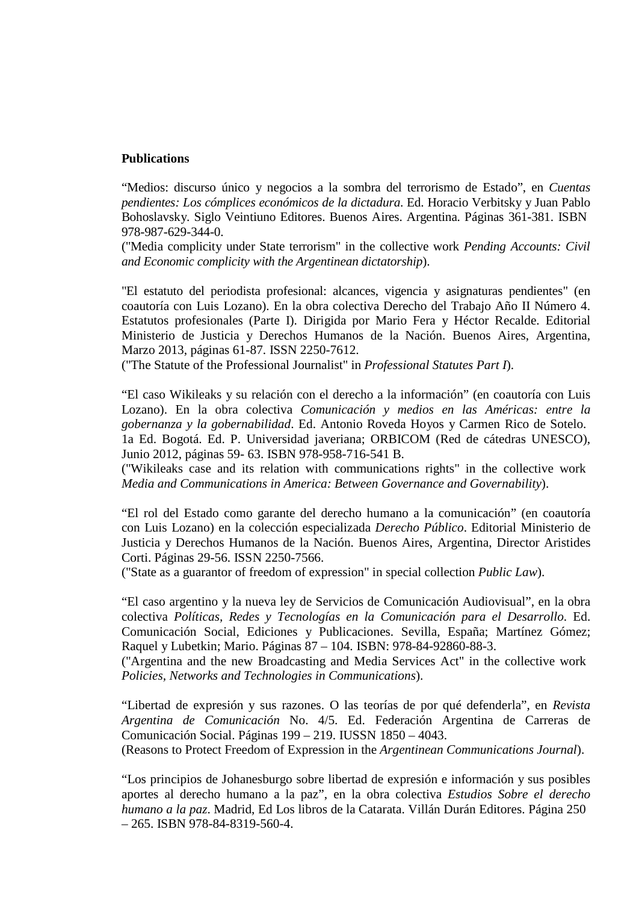**Publications**

“Medios: discurso único y negocios a la sombra del terrorismo de Estado”, en *Cuentas pendientes: Los cómplices económicos de la dictadura*. Ed. Horacio Verbitsky y Juan Pablo Bohoslavsky. Siglo Veintiuno Editores. Buenos Aires. Argentina. Páginas 361-381. ISBN 978-987-629-344-0.
("Media complicity under State terrorism" in the collective work *Pending Accounts: Civil and Economic complicity with the Argentinean dictatorship*).

"El estatuto del periodista profesional: alcances, vigencia y asignaturas pendientes" (en coautoría con Luis Lozano). En la obra colectiva Derecho del Trabajo Año II Número 4. Estatutos profesionales (Parte I). Dirigida por Mario Fera y Héctor Recalde. Editorial Ministerio de Justicia y Derechos Humanos de la Nación. Buenos Aires, Argentina, Marzo 2013, páginas 61-87. ISSN 2250-7612.
("The Statute of the Professional Journalist" in *Professional Statutes Part I*).

“El caso Wikileaks y su relación con el derecho a la información” (en coautoría con Luis Lozano). En la obra colectiva *Comunicación y medios en las Américas: entre la gobernanza y la gobernabilidad*. Ed. Antonio Roveda Hoyos y Carmen Rico de Sotelo. 1a Ed. Bogotá. Ed. P. Universidad javeriana; ORBICOM (Red de cátedras UNESCO), Junio 2012, páginas 59- 63. ISBN 978-958-716-541 B.
("Wikileaks case and its relation with communications rights" in the collective work *Media and Communications in America: Between Governance and Governability*).

“El rol del Estado como garante del derecho humano a la comunicación” (en coautoría con Luis Lozano) en la colección especializada *Derecho Público*. Editorial Ministerio de Justicia y Derechos Humanos de la Nación. Buenos Aires, Argentina, Director Aristides Corti. Páginas 29-56. ISSN 2250-7566.
("State as a guarantor of freedom of expression" in special collection *Public Law*).

“El caso argentino y la nueva ley de Servicios de Comunicación Audiovisual”, en la obra colectiva *Políticas, Redes y Tecnologías en la Comunicación para el Desarrollo*. Ed. Comunicación Social, Ediciones y Publicaciones. Sevilla, España; Martínez Gómez; Raquel y Lubetkin; Mario. Páginas 87 – 104. ISBN: 978-84-92860-88-3.
("Argentina and the new Broadcasting and Media Services Act" in the collective work *Policies, Networks and Technologies in Communications*).

“Libertad de expresión y sus razones. O las teorías de por qué defenderla”, en *Revista Argentina de Comunicación* No. 4/5. Ed. Federación Argentina de Carreras de Comunicación Social. Páginas 199 – 219. IUSSN 1850 – 4043.
(Reasons to Protect Freedom of Expression in the *Argentinean Communications Journal*).

“Los principios de Johanesburgo sobre libertad de expresión e información y sus posibles aportes al derecho humano a la paz”, en la obra colectiva *Estudios Sobre el derecho humano a la paz*. Madrid, Ed Los libros de la Catarata. Villán Durán Editores. Página 250 – 265. ISBN 978-84-8319-560-4.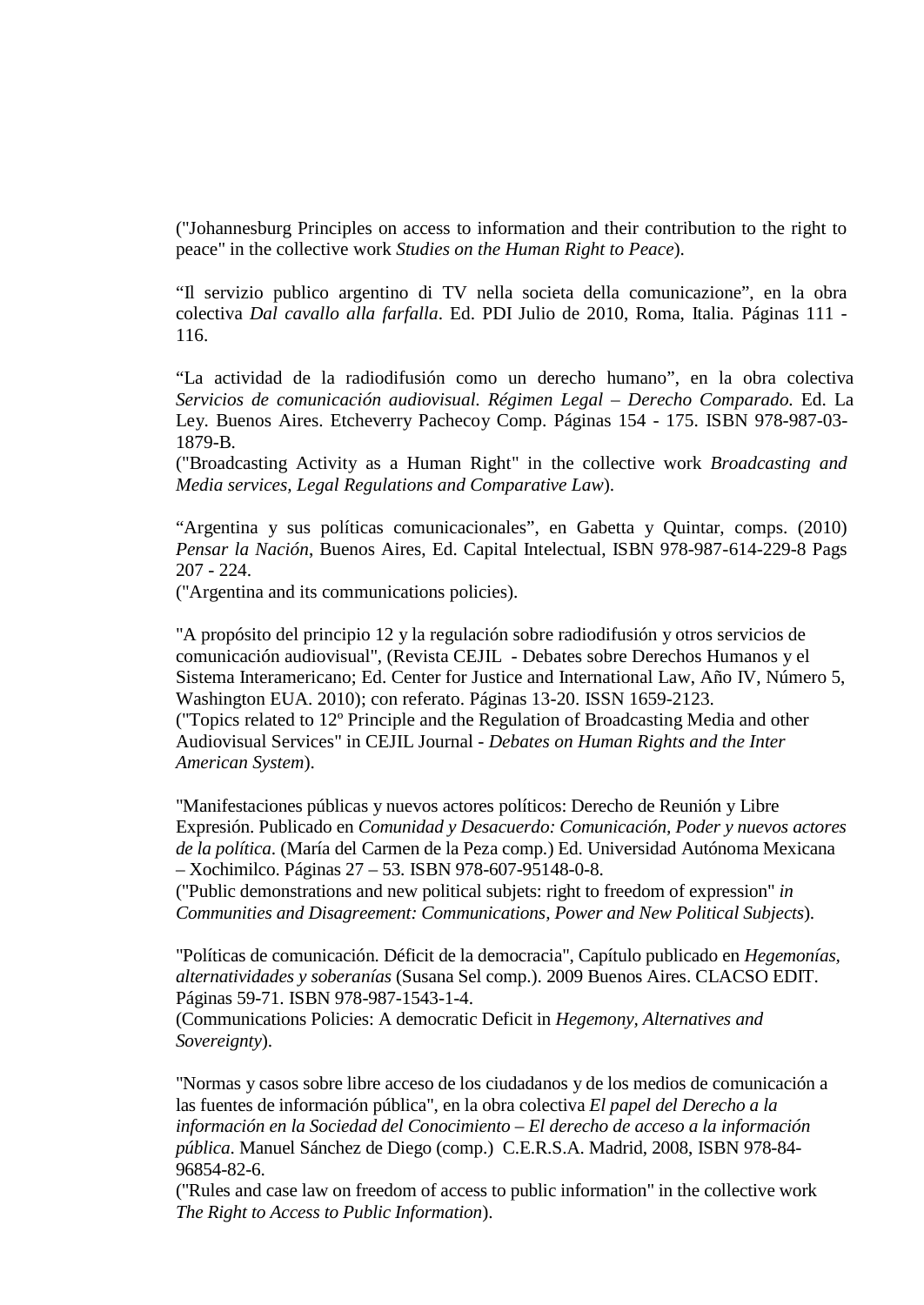("Johannesburg Principles on access to information and their contribution to the right to peace" in the collective work *Studies on the Human Right to Peace*).

“Il servizio publico argentino di TV nella societa della comunicazione”, en la obra colectiva *Dal cavallo alla farfalla*. Ed. PDI Julio de 2010, Roma, Italia. Páginas 111 - 116.

“La actividad de la radiodifusión como un derecho humano”, en la obra colectiva *Servicios de comunicación audiovisual. Régimen Legal – Derecho Comparado*. Ed. La Ley. Buenos Aires. Etcheverry Pachecoy Comp. Páginas 154 - 175. ISBN 978-987-03-1879-B.
("Broadcasting Activity as a Human Right" in the collective work *Broadcasting and Media services, Legal Regulations and Comparative Law*).

“Argentina y sus políticas comunicacionales”, en Gabetta y Quintar, comps. (2010) *Pensar la Nación*, Buenos Aires, Ed. Capital Intelectual, ISBN 978-987-614-229-8 Pags 207 - 224.
("Argentina and its communications policies).

"A propósito del principio 12 y la regulación sobre radiodifusión y otros servicios de comunicación audiovisual", (Revista CEJIL - Debates sobre Derechos Humanos y el Sistema Interamericano; Ed. Center for Justice and International Law, Año IV, Número 5, Washington EUA. 2010); con referato. Páginas 13-20. ISSN 1659-2123.
("Topics related to 12º Principle and the Regulation of Broadcasting Media and other Audiovisual Services" in CEJIL Journal - *Debates on Human Rights and the Inter American System*).

"Manifestaciones públicas y nuevos actores políticos: Derecho de Reunión y Libre Expresión. Publicado en *Comunidad y Desacuerdo: Comunicación, Poder y nuevos actores de la política*. (María del Carmen de la Peza comp.) Ed. Universidad Autónoma Mexicana – Xochimilco. Páginas 27 – 53. ISBN 978-607-95148-0-8.
("Public demonstrations and new political subjets: right to freedom of expression" *in Communities and Disagreement: Communications, Power and New Political Subjects*).

"Políticas de comunicación. Déficit de la democracia", Capítulo publicado en *Hegemonías, alternatividades y soberanías* (Susana Sel comp.). 2009 Buenos Aires. CLACSO EDIT. Páginas 59-71. ISBN 978-987-1543-1-4.
(Communications Policies: A democratic Deficit in *Hegemony, Alternatives and Sovereignty*).

"Normas y casos sobre libre acceso de los ciudadanos y de los medios de comunicación a las fuentes de información pública", en la obra colectiva *El papel del Derecho a la información en la Sociedad del Conocimiento – El derecho de acceso a la información pública*. Manuel Sánchez de Diego (comp.) C.E.R.S.A. Madrid, 2008, ISBN 978-84-96854-82-6.
("Rules and case law on freedom of access to public information" in the collective work *The Right to Access to Public Information*).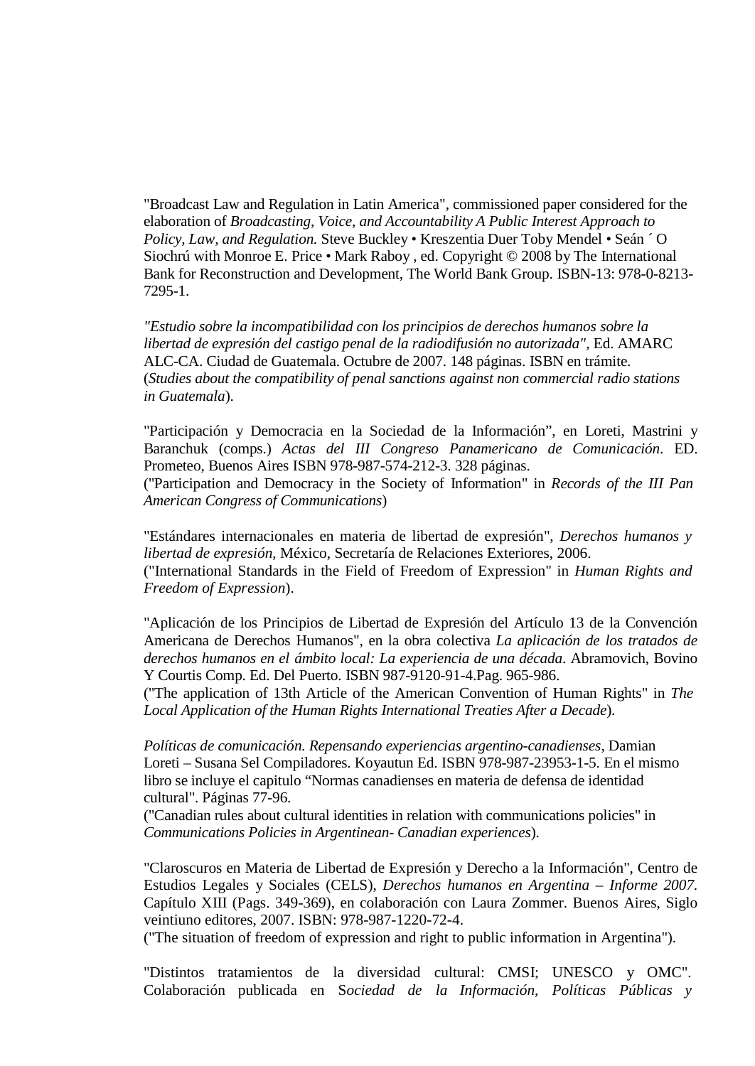"Broadcast Law and Regulation in Latin America", commissioned paper considered for the elaboration of *Broadcasting, Voice, and Accountability A Public Interest Approach to Policy, Law, and Regulation.* Steve Buckley • Kreszentia Duer Toby Mendel • Seán ´ O Siochrú with Monroe E. Price • Mark Raboy , ed. Copyright © 2008 by The International Bank for Reconstruction and Development, The World Bank Group. ISBN-13: 978-0-8213-7295-1.

*"Estudio sobre la incompatibilidad con los principios de derechos humanos sobre la libertad de expresión del castigo penal de la radiodifusión no autorizada"*, Ed. AMARC ALC-CA. Ciudad de Guatemala. Octubre de 2007. 148 páginas. ISBN en trámite. (*Studies about the compatibility of penal sanctions against non commercial radio stations in Guatemala*).

"Participación y Democracia en la Sociedad de la Información", en Loreti, Mastrini y Baranchuk (comps.) *Actas del III Congreso Panamericano de Comunicación*. ED. Prometeo, Buenos Aires ISBN 978-987-574-212-3. 328 páginas.
("Participation and Democracy in the Society of Information" in *Records of the III Pan American Congress of Communications*)

"Estándares internacionales en materia de libertad de expresión", *Derechos humanos y libertad de expresión*, México, Secretaría de Relaciones Exteriores, 2006.
("International Standards in the Field of Freedom of Expression" in *Human Rights and Freedom of Expression*).

"Aplicación de los Principios de Libertad de Expresión del Artículo 13 de la Convención Americana de Derechos Humanos", en la obra colectiva *La aplicación de los tratados de derechos humanos en el ámbito local: La experiencia de una década*. Abramovich, Bovino Y Courtis Comp. Ed. Del Puerto. ISBN 987-9120-91-4.Pag. 965-986.
("The application of 13th Article of the American Convention of Human Rights" in *The Local Application of the Human Rights International Treaties After a Decade*).

*Políticas de comunicación. Repensando experiencias argentino-canadienses*, Damian Loreti – Susana Sel Compiladores. Koyautun Ed. ISBN 978-987-23953-1-5. En el mismo libro se incluye el capitulo "Normas canadienses en materia de defensa de identidad cultural". Páginas 77-96.
("Canadian rules about cultural identities in relation with communications policies" in *Communications Policies in Argentinean- Canadian experiences*).

"Claroscuros en Materia de Libertad de Expresión y Derecho a la Información", Centro de Estudios Legales y Sociales (CELS), *Derechos humanos en Argentina – Informe 2007.* Capítulo XIII (Pags. 349-369), en colaboración con Laura Zommer. Buenos Aires, Siglo veintiuno editores, 2007. ISBN: 978-987-1220-72-4.
("The situation of freedom of expression and right to public information in Argentina").

"Distintos tratamientos de la diversidad cultural: CMSI; UNESCO y OMC". Colaboración publicada en S*ociedad de la Información, Políticas Públicas y*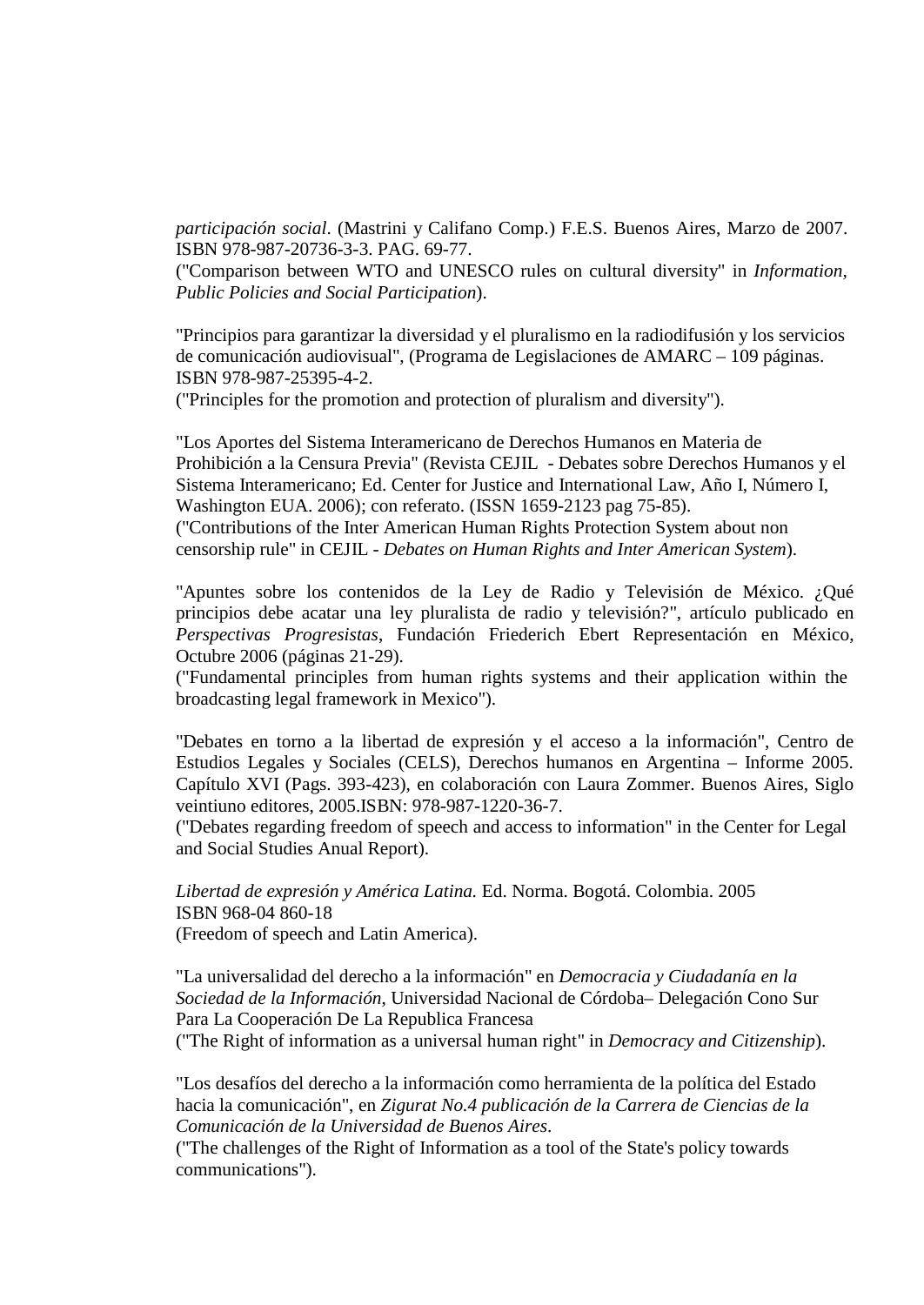*participación social*. (Mastrini y Califano Comp.) F.E.S. Buenos Aires, Marzo de 2007. ISBN 978-987-20736-3-3. PAG. 69-77.
("Comparison between WTO and UNESCO rules on cultural diversity" in *Information, Public Policies and Social Participation*).

"Principios para garantizar la diversidad y el pluralismo en la radiodifusión y los servicios de comunicación audiovisual", (Programa de Legislaciones de AMARC – 109 páginas. ISBN 978-987-25395-4-2.
("Principles for the promotion and protection of pluralism and diversity").

"Los Aportes del Sistema Interamericano de Derechos Humanos en Materia de Prohibición a la Censura Previa" (Revista CEJIL - Debates sobre Derechos Humanos y el Sistema Interamericano; Ed. Center for Justice and International Law, Año I, Número I, Washington EUA. 2006); con referato. (ISSN 1659-2123 pag 75-85).
("Contributions of the Inter American Human Rights Protection System about non censorship rule" in CEJIL - *Debates on Human Rights and Inter American System*).

"Apuntes sobre los contenidos de la Ley de Radio y Televisión de México. ¿Qué principios debe acatar una ley pluralista de radio y televisión?", artículo publicado en *Perspectivas Progresistas*, Fundación Friederich Ebert Representación en México, Octubre 2006 (páginas 21-29).
("Fundamental principles from human rights systems and their application within the broadcasting legal framework in Mexico").

"Debates en torno a la libertad de expresión y el acceso a la información", Centro de Estudios Legales y Sociales (CELS), Derechos humanos en Argentina – Informe 2005. Capítulo XVI (Pags. 393-423), en colaboración con Laura Zommer. Buenos Aires, Siglo veintiuno editores, 2005.ISBN: 978-987-1220-36-7.
("Debates regarding freedom of speech and access to information" in the Center for Legal and Social Studies Anual Report).

*Libertad de expresión y América Latina.* Ed. Norma. Bogotá. Colombia. 2005
ISBN 968-04 860-18
(Freedom of speech and Latin America).

"La universalidad del derecho a la información" en *Democracia y Ciudadanía en la Sociedad de la Información*, Universidad Nacional de Córdoba– Delegación Cono Sur Para La Cooperación De La Republica Francesa
("The Right of information as a universal human right" in *Democracy and Citizenship*).

"Los desafíos del derecho a la información como herramienta de la política del Estado hacia la comunicación", en *Zigurat No.4 publicación de la Carrera de Ciencias de la Comunicación de la Universidad de Buenos Aires*.
("The challenges of the Right of Information as a tool of the State's policy towards communications").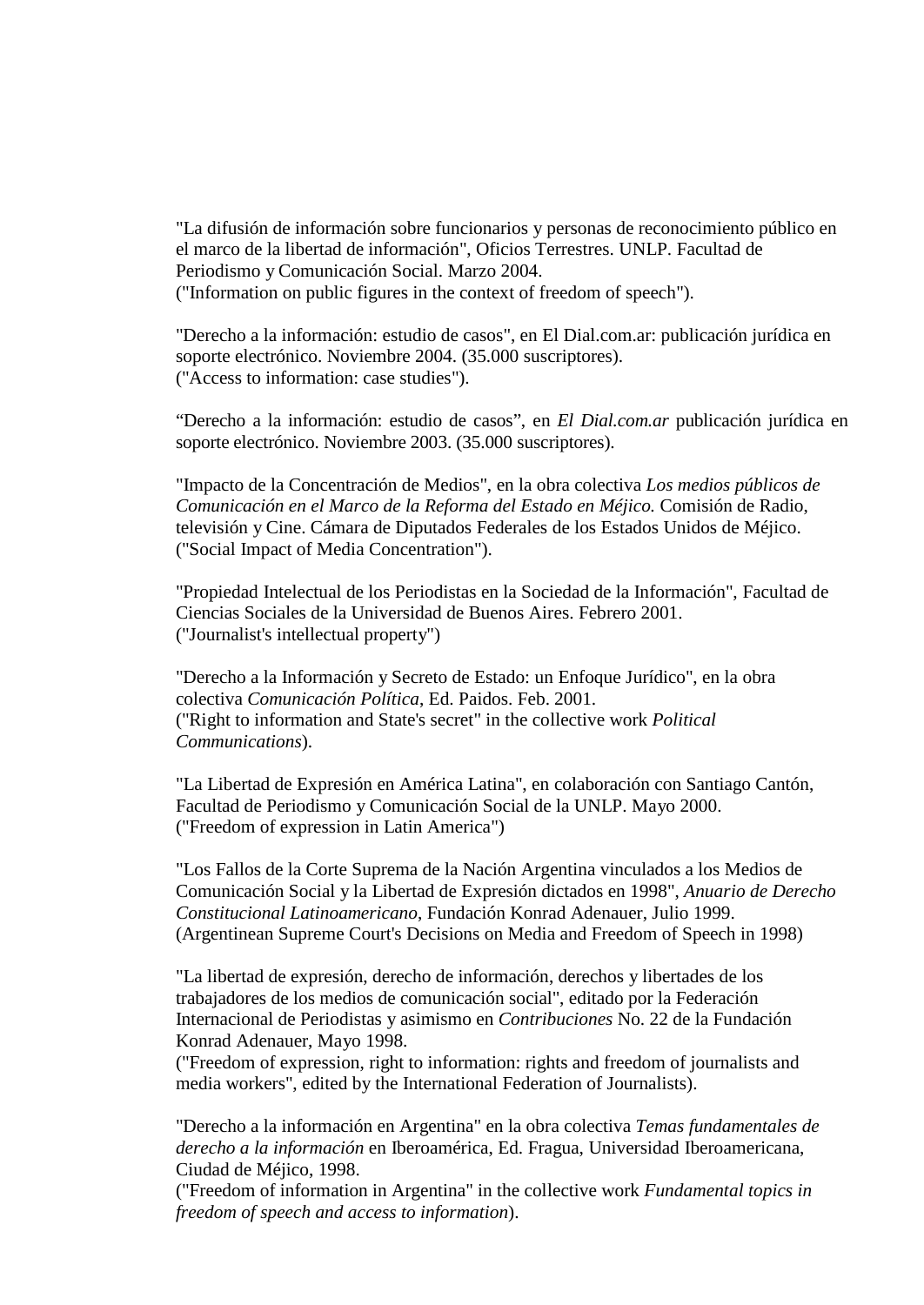"La difusión de información sobre funcionarios y personas de reconocimiento público en el marco de la libertad de información", Oficios Terrestres. UNLP. Facultad de Periodismo y Comunicación Social. Marzo 2004.
("Information on public figures in the context of freedom of speech").

"Derecho a la información: estudio de casos", en El Dial.com.ar: publicación jurídica en soporte electrónico. Noviembre 2004. (35.000 suscriptores).
("Access to information: case studies").

"Derecho a la información: estudio de casos", en *El Dial.com.ar* publicación jurídica en soporte electrónico. Noviembre 2003. (35.000 suscriptores).

"Impacto de la Concentración de Medios", en la obra colectiva *Los medios públicos de Comunicación en el Marco de la Reforma del Estado en Méjico.* Comisión de Radio, televisión y Cine. Cámara de Diputados Federales de los Estados Unidos de Méjico.
("Social Impact of Media Concentration").

"Propiedad Intelectual de los Periodistas en la Sociedad de la Información", Facultad de Ciencias Sociales de la Universidad de Buenos Aires. Febrero 2001.
("Journalist's intellectual property")

"Derecho a la Información y Secreto de Estado: un Enfoque Jurídico", en la obra colectiva *Comunicación Política*, Ed. Paidos. Feb. 2001.
("Right to information and State's secret" in the collective work *Political Communications*).

"La Libertad de Expresión en América Latina", en colaboración con Santiago Cantón, Facultad de Periodismo y Comunicación Social de la UNLP. Mayo 2000.
("Freedom of expression in Latin America")

"Los Fallos de la Corte Suprema de la Nación Argentina vinculados a los Medios de Comunicación Social y la Libertad de Expresión dictados en 1998", *Anuario de Derecho Constitucional Latinoamericano*, Fundación Konrad Adenauer, Julio 1999.
(Argentinean Supreme Court's Decisions on Media and Freedom of Speech in 1998)

"La libertad de expresión, derecho de información, derechos y libertades de los trabajadores de los medios de comunicación social", editado por la Federación Internacional de Periodistas y asimismo en *Contribuciones* No. 22 de la Fundación Konrad Adenauer, Mayo 1998.
("Freedom of expression, right to information: rights and freedom of journalists and media workers", edited by the International Federation of Journalists).

"Derecho a la información en Argentina" en la obra colectiva *Temas fundamentales de derecho a la información* en Iberoamérica, Ed. Fragua, Universidad Iberoamericana, Ciudad de Méjico, 1998.
("Freedom of information in Argentina" in the collective work *Fundamental topics in freedom of speech and access to information*).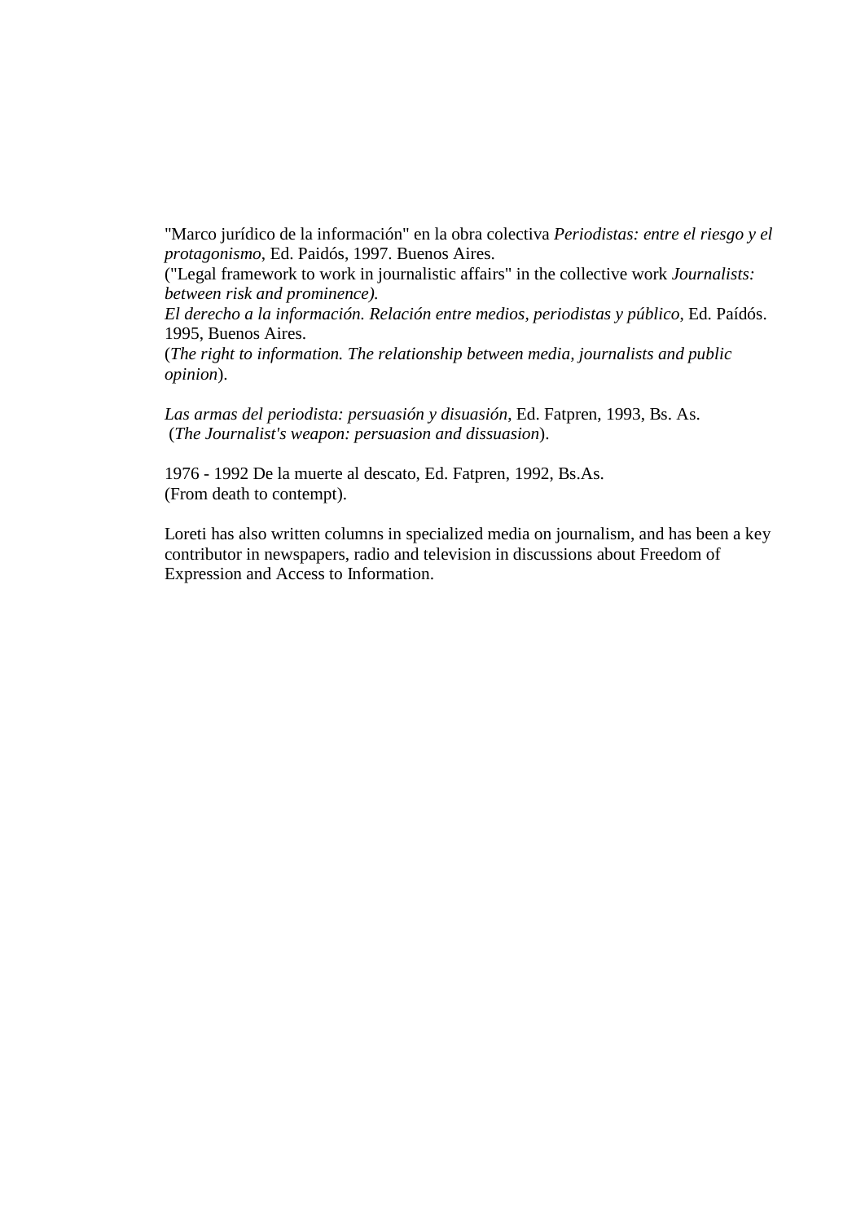"Marco jurídico de la información" en la obra colectiva *Periodistas: entre el riesgo y el protagonismo*, Ed. Paidós, 1997. Buenos Aires.
("Legal framework to work in journalistic affairs" in the collective work *Journalists: between risk and prominence).*
*El derecho a la información. Relación entre medios, periodistas y público*, Ed. Paídós. 1995, Buenos Aires.
(*The right to information. The relationship between media, journalists and public opinion*).

*Las armas del periodista: persuasión y disuasión*, Ed. Fatpren, 1993, Bs. As.
(*The Journalist's weapon: persuasion and dissuasion*).

1976 - 1992 De la muerte al descato, Ed. Fatpren, 1992, Bs.As.
(From death to contempt).

Loreti has also written columns in specialized media on journalism, and has been a key contributor in newspapers, radio and television in discussions about Freedom of Expression and Access to Information.